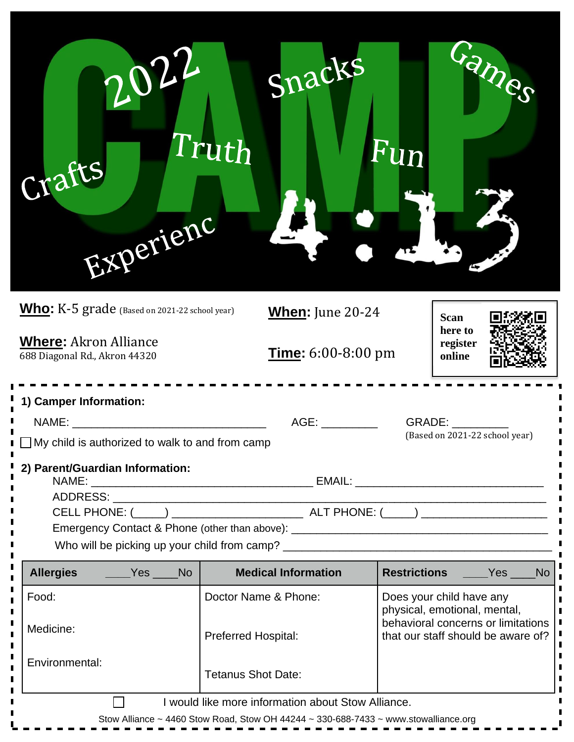# CAMP 4:13

2022

Crafts · Truth · Snacks · Fun · Games · Experienc

**Who:** K-5 grade (Based on 2021-22 school year)

**When:** June 20-24

**Where:** Akron Alliance
688 Diagonal Rd., Akron 44320

**Time:** 6:00-8:00 pm

**Scan here to register online**

---

**1) Camper Information:**

NAME: ______________________________ AGE: _________ GRADE: _________
(Based on 2021-22 school year)

☐ My child is authorized to walk to and from camp

**2) Parent/Guardian Information:**

NAME: ___________________________________ EMAIL: ______________________________

ADDRESS: ______________________________________________________________________

CELL PHONE: (_____) ____________________ ALT PHONE: (_____) ___________________

Emergency Contact & Phone (other than above): _________________________________________

Who will be picking up your child from camp? __________________________________________

| Allergies ____Yes ____No | Medical Information | Restrictions ____Yes ____No |
|---|---|---|
| Food:<br><br>Medicine:<br><br>Environmental: | Doctor Name & Phone:<br><br>Preferred Hospital:<br><br>Tetanus Shot Date: | Does your child have any physical, emotional, mental, behavioral concerns or limitations that our staff should be aware of? |

☐ I would like more information about Stow Alliance.

Stow Alliance ~ 4460 Stow Road, Stow OH 44244 ~ 330-688-7433 ~ www.stowalliance.org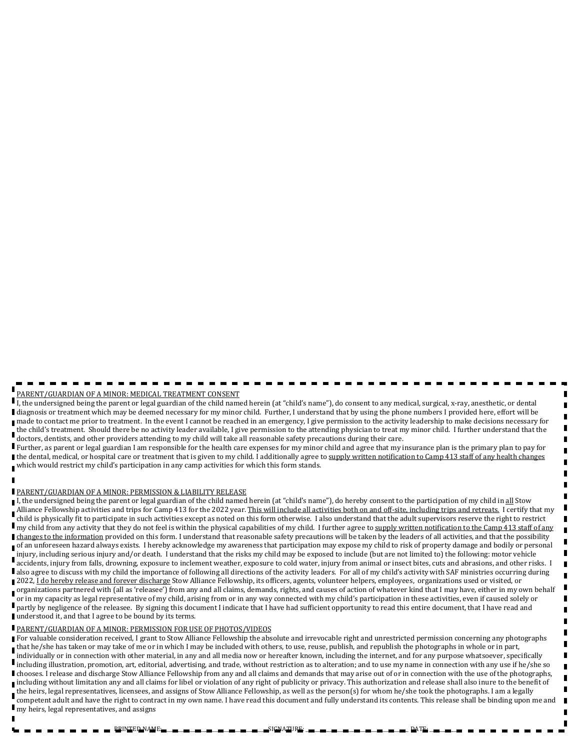PARENT/GUARDIAN OF A MINOR: MEDICAL TREATMENT CONSENT

I, the undersigned being the parent or legal guardian of the child named herein (at "child's name"), do consent to any medical, surgical, x-ray, anesthetic, or dental diagnosis or treatment which may be deemed necessary for my minor child. Further, I understand that by using the phone numbers I provided here, effort will be made to contact me prior to treatment. In the event I cannot be reached in an emergency, I give permission to the activity leadership to make decisions necessary for the child's treatment. Should there be no activity leader available, I give permission to the attending physician to treat my minor child. I further understand that the doctors, dentists, and other providers attending to my child will take all reasonable safety precautions during their care.

Further, as parent or legal guardian I am responsible for the health care expenses for my minor child and agree that my insurance plan is the primary plan to pay for the dental, medical, or hospital care or treatment that is given to my child. I additionally agree to supply written notification to Camp 413 staff of any health changes which would restrict my child's participation in any camp activities for which this form stands.

PARENT/GUARDIAN OF A MINOR: PERMISSION & LIABILITY RELEASE

I, the undersigned being the parent or legal guardian of the child named herein (at "child's name"), do hereby consent to the participation of my child in all Stow Alliance Fellowship activities and trips for Camp 413 for the 2022 year. This will include all activities both on and off-site, including trips and retreats. I certify that my child is physically fit to participate in such activities except as noted on this form otherwise. I also understand that the adult supervisors reserve the right to restrict my child from any activity that they do not feel is within the physical capabilities of my child. I further agree to supply written notification to the Camp 413 staff of any changes to the information provided on this form. I understand that reasonable safety precautions will be taken by the leaders of all activities, and that the possibility of an unforeseen hazard always exists. I hereby acknowledge my awareness that participation may expose my child to risk of property damage and bodily or personal injury, including serious injury and/or death. I understand that the risks my child may be exposed to include (but are not limited to) the following: motor vehicle accidents, injury from falls, drowning, exposure to inclement weather, exposure to cold water, injury from animal or insect bites, cuts and abrasions, and other risks. I also agree to discuss with my child the importance of following all directions of the activity leaders. For all of my child's activity with SAF ministries occurring during 2022, I do hereby release and forever discharge Stow Alliance Fellowship, its officers, agents, volunteer helpers, employees, organizations used or visited, or organizations partnered with (all as 'releasee') from any and all claims, demands, rights, and causes of action of whatever kind that I may have, either in my own behalf or in my capacity as legal representative of my child, arising from or in any way connected with my child's participation in these activities, even if caused solely or partly by negligence of the releasee. By signing this document I indicate that I have had sufficient opportunity to read this entire document, that I have read and understood it, and that I agree to be bound by its terms.

PARENT/GUARDIAN OF A MINOR: PERMISSION FOR USE OF PHOTOS/VIDEOS

For valuable consideration received, I grant to Stow Alliance Fellowship the absolute and irrevocable right and unrestricted permission concerning any photographs that he/she has taken or may take of me or in which I may be included with others, to use, reuse, publish, and republish the photographs in whole or in part, individually or in connection with other material, in any and all media now or hereafter known, including the internet, and for any purpose whatsoever, specifically including illustration, promotion, art, editorial, advertising, and trade, without restriction as to alteration; and to use my name in connection with any use if he/she so chooses. I release and discharge Stow Alliance Fellowship from any and all claims and demands that may arise out of or in connection with the use of the photographs, including without limitation any and all claims for libel or violation of any right of publicity or privacy. This authorization and release shall also inure to the benefit of the heirs, legal representatives, licensees, and assigns of Stow Alliance Fellowship, as well as the person(s) for whom he/she took the photographs. I am a legally competent adult and have the right to contract in my own name. I have read this document and fully understand its contents. This release shall be binding upon me and my heirs, legal representatives, and assigns

PRINTED NAME: ____________________ SIGNATURE: ____________________ DATE: ________